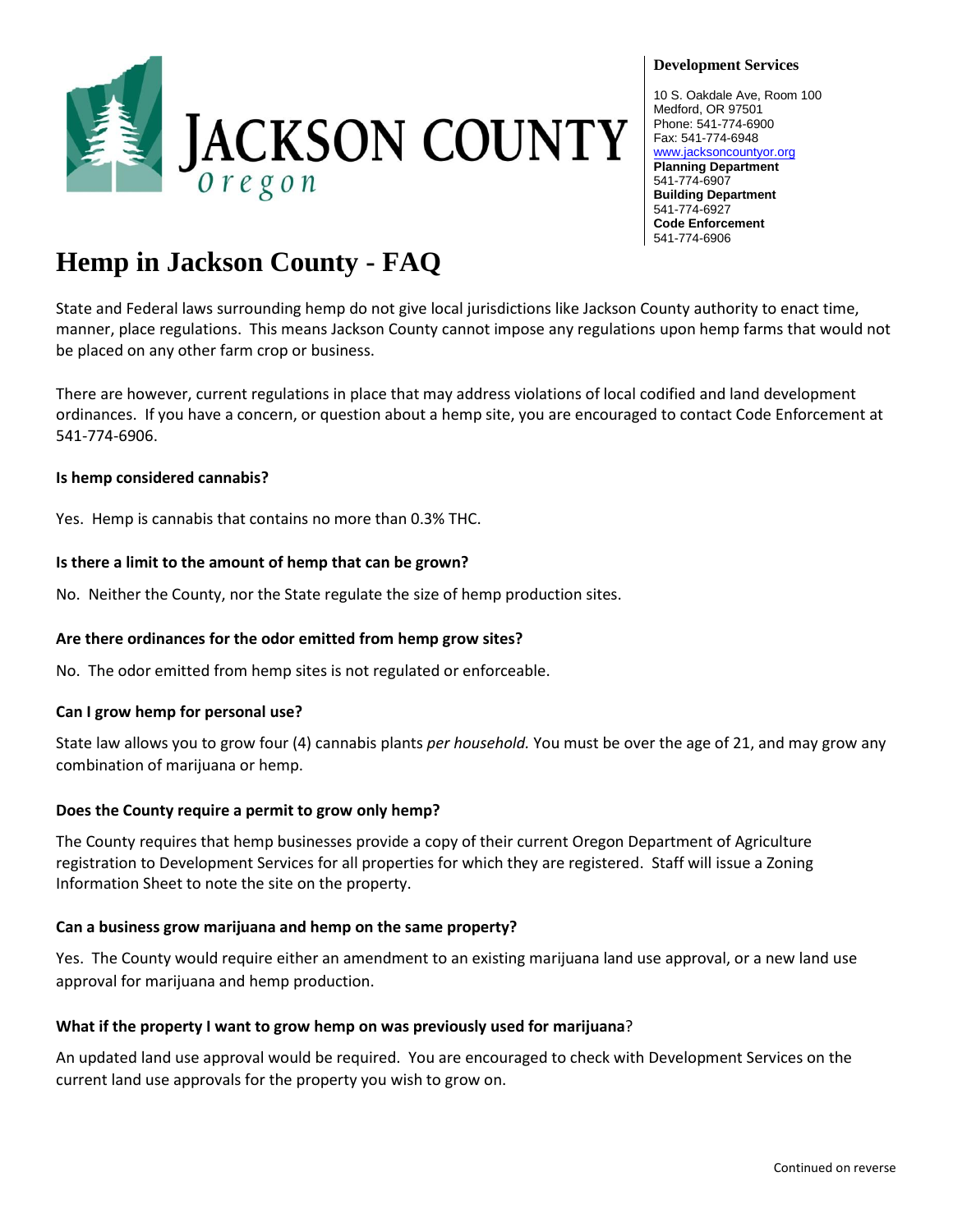**JACKSON COUNTY**
*Oregon*

**Development Services**

10 S. Oakdale Ave, Room 100
Medford, OR 97501
Phone: 541-774-6900
Fax: 541-774-6948
www.jacksoncountyor.org
**Planning Department**
541-774-6907
**Building Department**
541-774-6927
**Code Enforcement**
541-774-6906

# Hemp in Jackson County - FAQ

State and Federal laws surrounding hemp do not give local jurisdictions like Jackson County authority to enact time, manner, place regulations. This means Jackson County cannot impose any regulations upon hemp farms that would not be placed on any other farm crop or business.

There are however, current regulations in place that may address violations of local codified and land development ordinances. If you have a concern, or question about a hemp site, you are encouraged to contact Code Enforcement at 541-774-6906.

**Is hemp considered cannabis?**

Yes. Hemp is cannabis that contains no more than 0.3% THC.

**Is there a limit to the amount of hemp that can be grown?**

No. Neither the County, nor the State regulate the size of hemp production sites.

**Are there ordinances for the odor emitted from hemp grow sites?**

No. The odor emitted from hemp sites is not regulated or enforceable.

**Can I grow hemp for personal use?**

State law allows you to grow four (4) cannabis plants *per household.* You must be over the age of 21, and may grow any combination of marijuana or hemp.

**Does the County require a permit to grow only hemp?**

The County requires that hemp businesses provide a copy of their current Oregon Department of Agriculture registration to Development Services for all properties for which they are registered. Staff will issue a Zoning Information Sheet to note the site on the property.

**Can a business grow marijuana and hemp on the same property?**

Yes. The County would require either an amendment to an existing marijuana land use approval, or a new land use approval for marijuana and hemp production.

**What if the property I want to grow hemp on was previously used for marijuana?**

An updated land use approval would be required. You are encouraged to check with Development Services on the current land use approvals for the property you wish to grow on.

Continued on reverse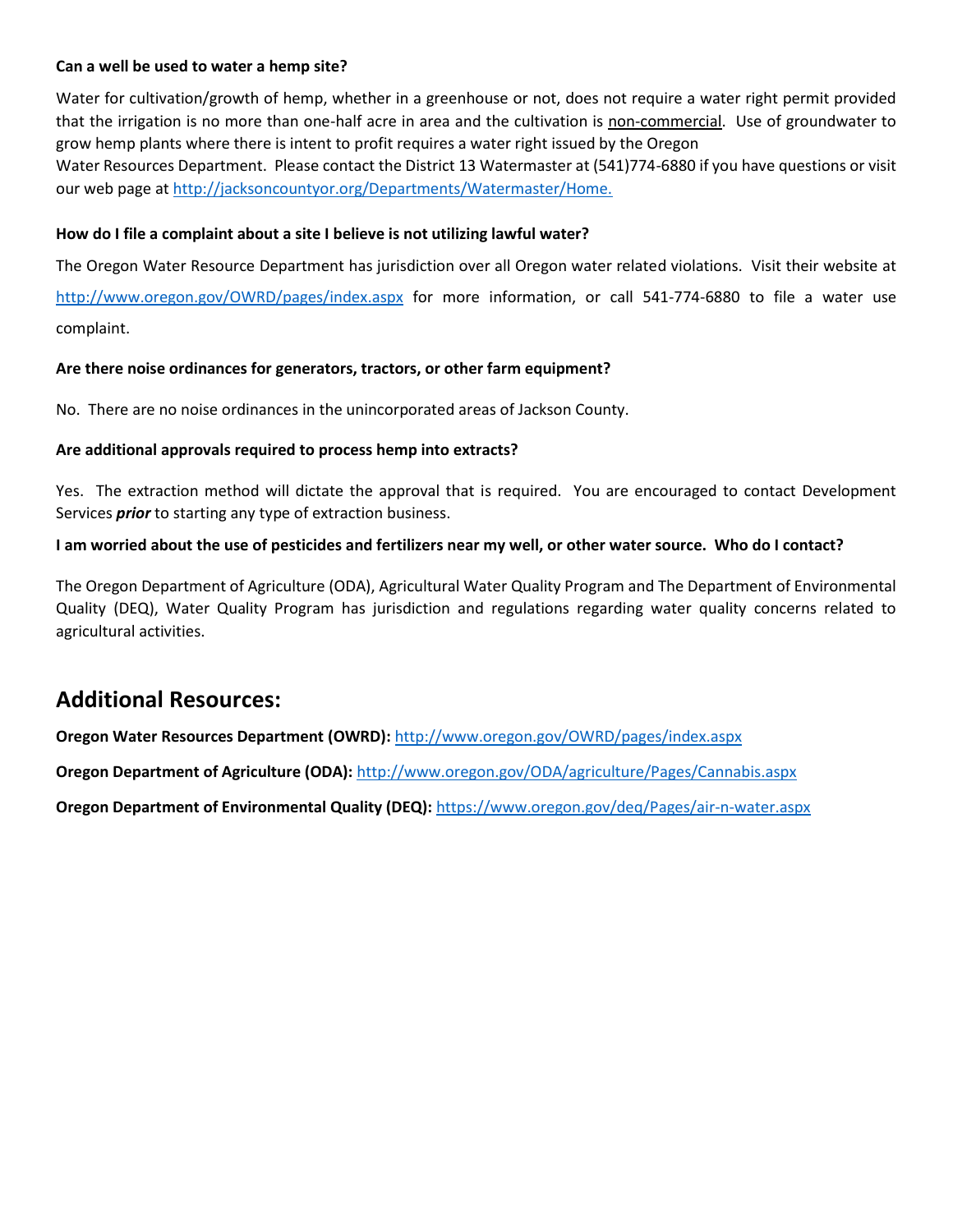**Can a well be used to water a hemp site?**

Water for cultivation/growth of hemp, whether in a greenhouse or not, does not require a water right permit provided that the irrigation is no more than one-half acre in area and the cultivation is non-commercial. Use of groundwater to grow hemp plants where there is intent to profit requires a water right issued by the Oregon Water Resources Department. Please contact the District 13 Watermaster at (541)774-6880 if you have questions or visit our web page at [http://jacksoncountyor.org/Departments/Watermaster/Home.](http://jacksoncountyor.org/Departments/Watermaster/Home)

**How do I file a complaint about a site I believe is not utilizing lawful water?**

The Oregon Water Resource Department has jurisdiction over all Oregon water related violations. Visit their website at [http://www.oregon.gov/OWRD/pages/index.aspx](http://www.oregon.gov/OWRD/pages/index.aspx) for more information, or call 541-774-6880 to file a water use complaint.

**Are there noise ordinances for generators, tractors, or other farm equipment?**

No. There are no noise ordinances in the unincorporated areas of Jackson County.

**Are additional approvals required to process hemp into extracts?**

Yes. The extraction method will dictate the approval that is required. You are encouraged to contact Development Services ***prior*** to starting any type of extraction business.

**I am worried about the use of pesticides and fertilizers near my well, or other water source. Who do I contact?**

The Oregon Department of Agriculture (ODA), Agricultural Water Quality Program and The Department of Environmental Quality (DEQ), Water Quality Program has jurisdiction and regulations regarding water quality concerns related to agricultural activities.

## Additional Resources:

**Oregon Water Resources Department (OWRD):** [http://www.oregon.gov/OWRD/pages/index.aspx](http://www.oregon.gov/OWRD/pages/index.aspx)

**Oregon Department of Agriculture (ODA):** [http://www.oregon.gov/ODA/agriculture/Pages/Cannabis.aspx](http://www.oregon.gov/ODA/agriculture/Pages/Cannabis.aspx)

**Oregon Department of Environmental Quality (DEQ):** [https://www.oregon.gov/deq/Pages/air-n-water.aspx](https://www.oregon.gov/deq/Pages/air-n-water.aspx)